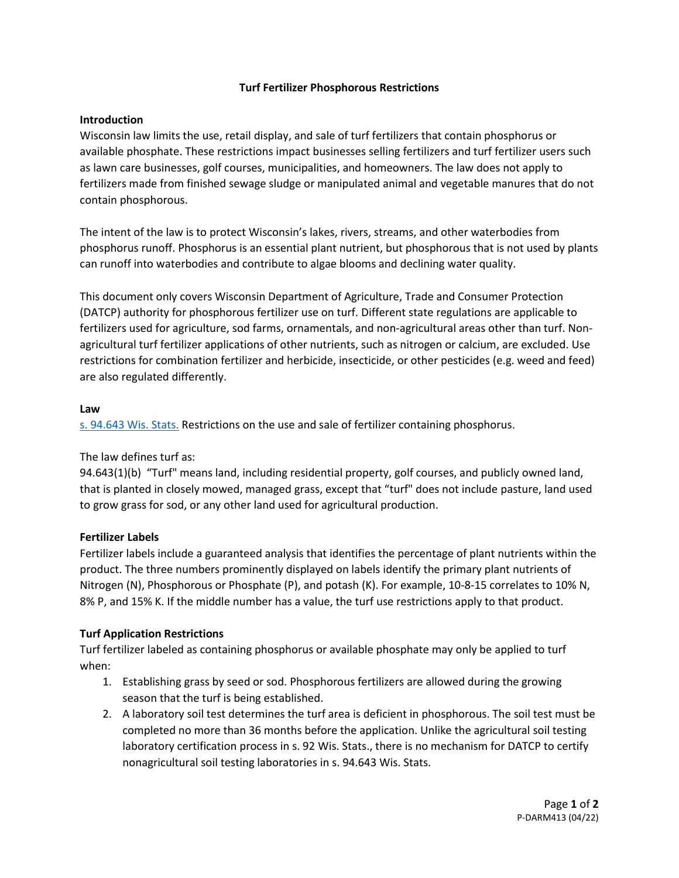# Turf Fertilizer Phosphorous Restrictions

## Introduction

Wisconsin law limits the use, retail display, and sale of turf fertilizers that contain phosphorus or available phosphate. These restrictions impact businesses selling fertilizers and turf fertilizer users such as lawn care businesses, golf courses, municipalities, and homeowners. The law does not apply to fertilizers made from finished sewage sludge or manipulated animal and vegetable manures that do not contain phosphorous.

The intent of the law is to protect Wisconsin's lakes, rivers, streams, and other waterbodies from phosphorus runoff. Phosphorus is an essential plant nutrient, but phosphorous that is not used by plants can runoff into waterbodies and contribute to algae blooms and declining water quality.

This document only covers Wisconsin Department of Agriculture, Trade and Consumer Protection (DATCP) authority for phosphorous fertilizer use on turf. Different state regulations are applicable to fertilizers used for agriculture, sod farms, ornamentals, and non-agricultural areas other than turf. Non-agricultural turf fertilizer applications of other nutrients, such as nitrogen or calcium, are excluded. Use restrictions for combination fertilizer and herbicide, insecticide, or other pesticides (e.g. weed and feed) are also regulated differently.

## Law

s. 94.643 Wis. Stats. Restrictions on the use and sale of fertilizer containing phosphorus.

The law defines turf as:

94.643(1)(b) "Turf" means land, including residential property, golf courses, and publicly owned land, that is planted in closely mowed, managed grass, except that "turf" does not include pasture, land used to grow grass for sod, or any other land used for agricultural production.

## Fertilizer Labels

Fertilizer labels include a guaranteed analysis that identifies the percentage of plant nutrients within the product. The three numbers prominently displayed on labels identify the primary plant nutrients of Nitrogen (N), Phosphorous or Phosphate (P), and potash (K). For example, 10-8-15 correlates to 10% N, 8% P, and 15% K. If the middle number has a value, the turf use restrictions apply to that product.

## Turf Application Restrictions

Turf fertilizer labeled as containing phosphorus or available phosphate may only be applied to turf when:

1. Establishing grass by seed or sod. Phosphorous fertilizers are allowed during the growing season that the turf is being established.
2. A laboratory soil test determines the turf area is deficient in phosphorous. The soil test must be completed no more than 36 months before the application. Unlike the agricultural soil testing laboratory certification process in s. 92 Wis. Stats., there is no mechanism for DATCP to certify nonagricultural soil testing laboratories in s. 94.643 Wis. Stats.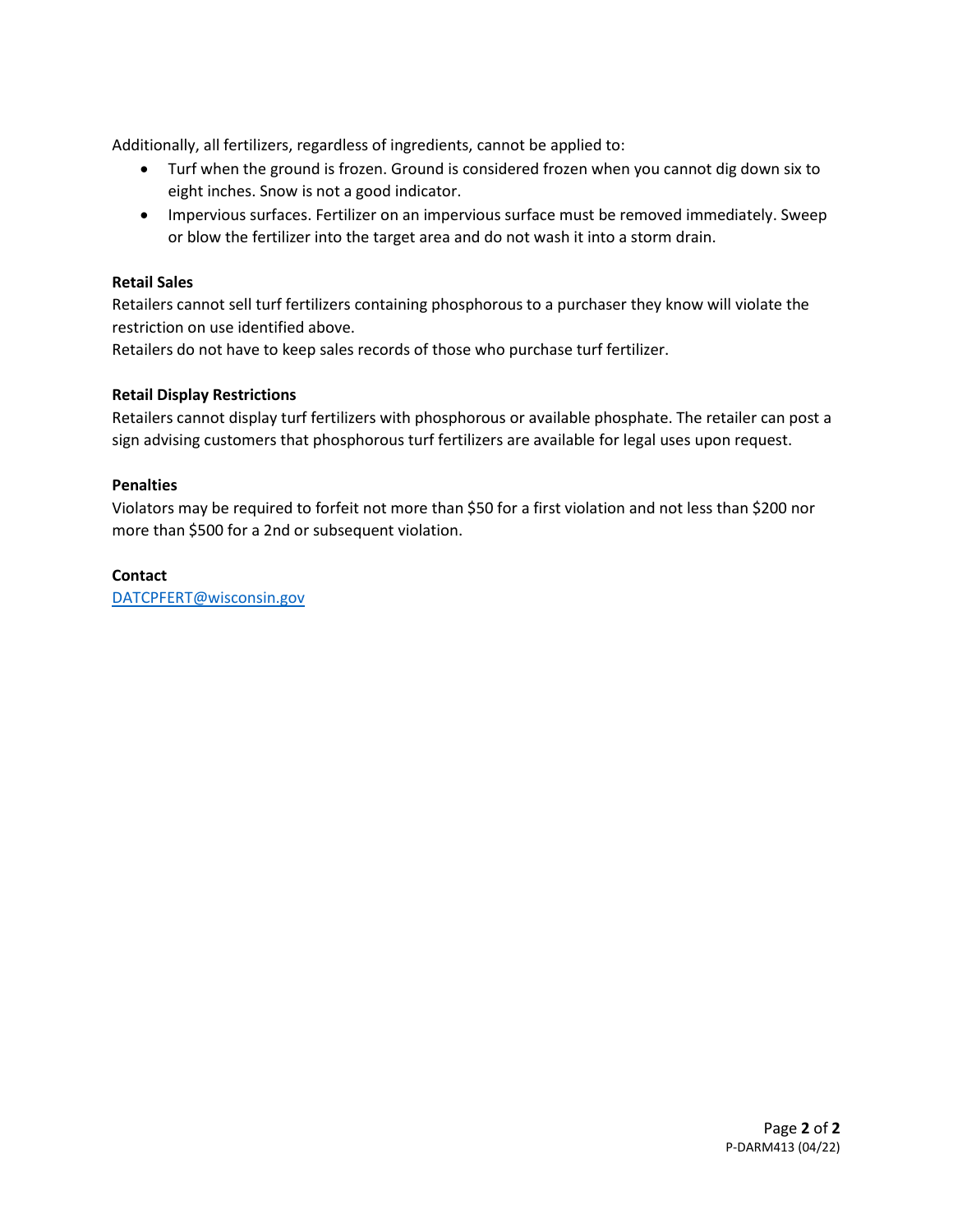Additionally, all fertilizers, regardless of ingredients, cannot be applied to:

- Turf when the ground is frozen. Ground is considered frozen when you cannot dig down six to eight inches. Snow is not a good indicator.
- Impervious surfaces. Fertilizer on an impervious surface must be removed immediately. Sweep or blow the fertilizer into the target area and do not wash it into a storm drain.

**Retail Sales**

Retailers cannot sell turf fertilizers containing phosphorous to a purchaser they know will violate the restriction on use identified above.

Retailers do not have to keep sales records of those who purchase turf fertilizer.

**Retail Display Restrictions**

Retailers cannot display turf fertilizers with phosphorous or available phosphate. The retailer can post a sign advising customers that phosphorous turf fertilizers are available for legal uses upon request.

**Penalties**

Violators may be required to forfeit not more than $50 for a first violation and not less than $200 nor more than $500 for a 2nd or subsequent violation.

**Contact**

[DATCPFERT@wisconsin.gov](mailto:DATCPFERT@wisconsin.gov)

P-DARM413 (04/22)